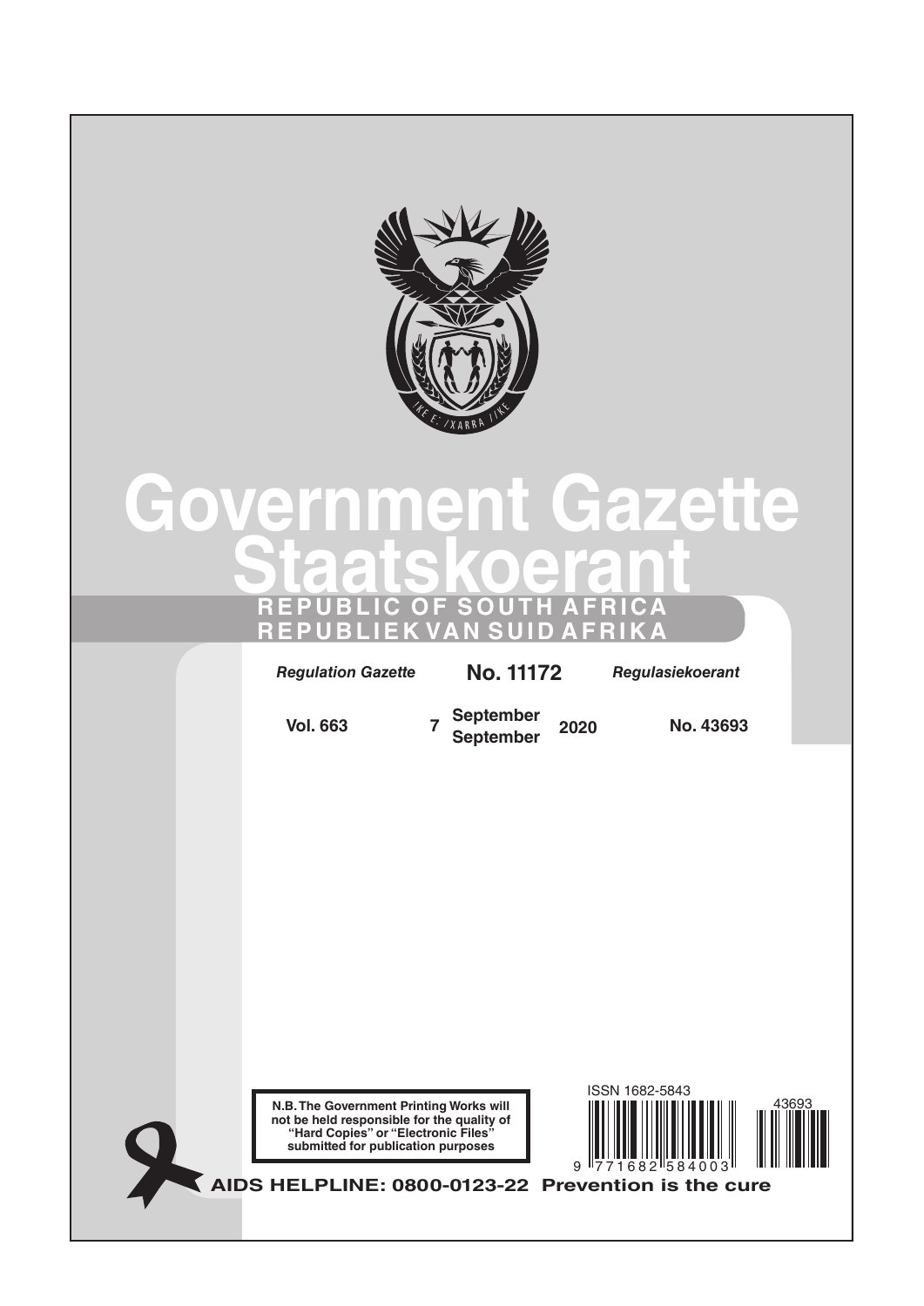# Government Gazette
# Staatskoerant

**REPUBLIC OF SOUTH AFRICA**
**REPUBLIEK VAN SUID AFRIKA**

*Regulation Gazette* **No. 11172** *Regulasiekoerant*

**Vol. 663** **7** **September September** **2020** **No. 43693**

**N.B. The Government Printing Works will not be held responsible for the quality of "Hard Copies" or "Electronic Files" submitted for publication purposes**

ISSN 1682-5843

9 771682 584003

43693

**AIDS HELPLINE: 0800-0123-22 Prevention is the cure**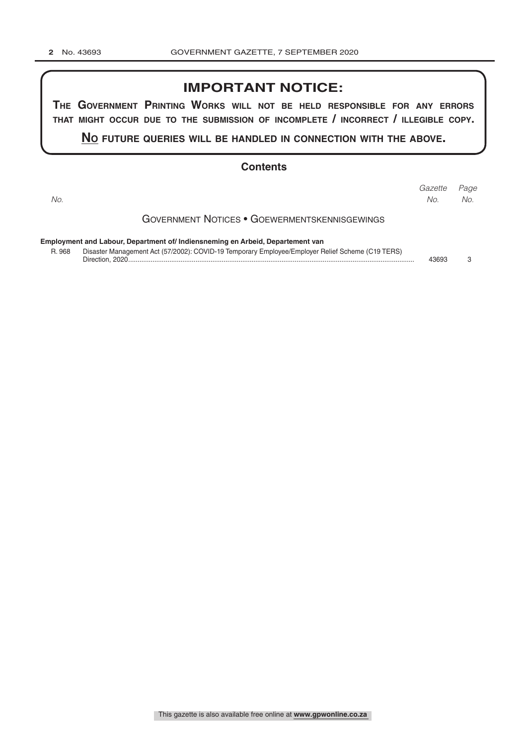## IMPORTANT NOTICE:

**THE GOVERNMENT PRINTING WORKS WILL NOT BE HELD RESPONSIBLE FOR ANY ERRORS THAT MIGHT OCCUR DUE TO THE SUBMISSION OF INCOMPLETE / INCORRECT / ILLEGIBLE COPY.**

**NO FUTURE QUERIES WILL BE HANDLED IN CONNECTION WITH THE ABOVE.**

## Contents

| *No.* | | *Gazette No.* | *Page No.* |
|---|---|---|---|
| | GOVERNMENT NOTICES • GOEWERMENTSKENNISGEWINGS | | |
| | **Employment and Labour, Department of/ Indiensneming en Arbeid, Departement van** | | |
| R. 968 | Disaster Management Act (57/2002): COVID-19 Temporary Employee/Employer Relief Scheme (C19 TERS) Direction, 2020 | 43693 | 3 |

This gazette is also available free online at **www.gpwonline.co.za**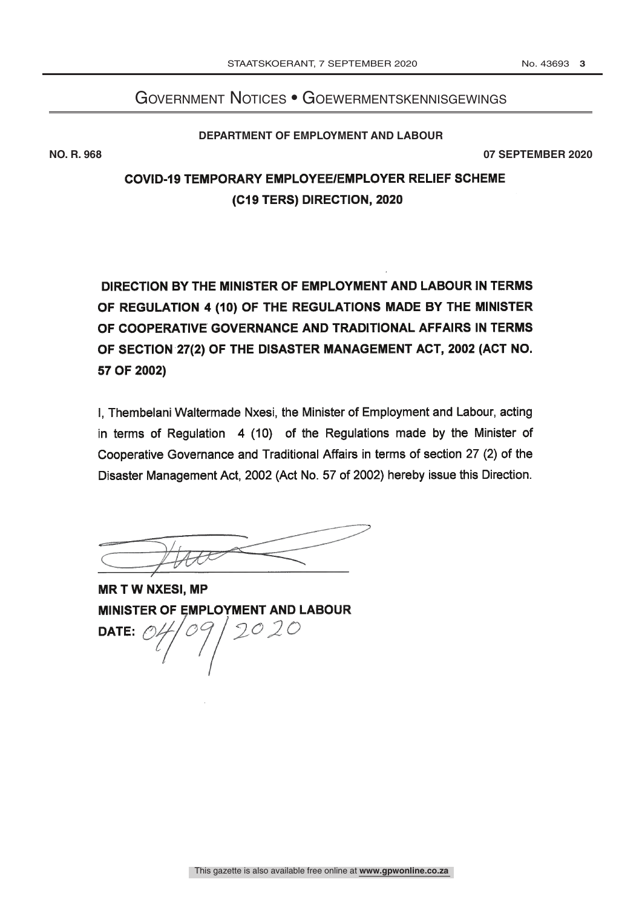# GOVERNMENT NOTICES • GOEWERMENTSKENNISGEWINGS

**DEPARTMENT OF EMPLOYMENT AND LABOUR**

**NO. R. 968** **07 SEPTEMBER 2020**

## COVID-19 TEMPORARY EMPLOYEE/EMPLOYER RELIEF SCHEME (C19 TERS) DIRECTION, 2020

**DIRECTION BY THE MINISTER OF EMPLOYMENT AND LABOUR IN TERMS OF REGULATION 4 (10) OF THE REGULATIONS MADE BY THE MINISTER OF COOPERATIVE GOVERNANCE AND TRADITIONAL AFFAIRS IN TERMS OF SECTION 27(2) OF THE DISASTER MANAGEMENT ACT, 2002 (ACT NO. 57 OF 2002)**

I, Thembelani Waltermade Nxesi, the Minister of Employment and Labour, acting in terms of Regulation 4 (10) of the Regulations made by the Minister of Cooperative Governance and Traditional Affairs in terms of section 27 (2) of the Disaster Management Act, 2002 (Act No. 57 of 2002) hereby issue this Direction.

**MR T W NXESI, MP**
**MINISTER OF EMPLOYMENT AND LABOUR**
**DATE:** 04/09/2020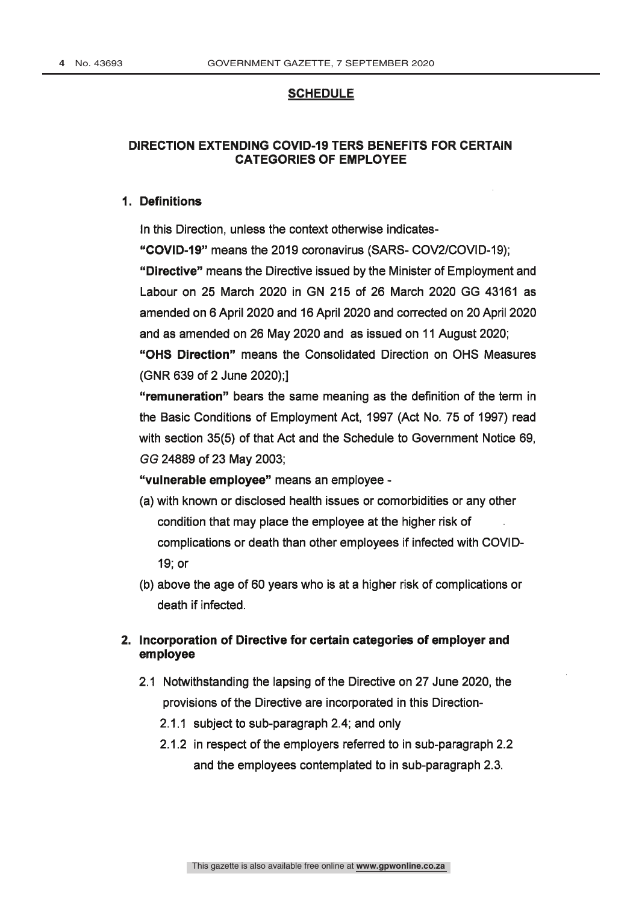## SCHEDULE

### DIRECTION EXTENDING COVID-19 TERS BENEFITS FOR CERTAIN CATEGORIES OF EMPLOYEE

**1. Definitions**

In this Direction, unless the context otherwise indicates-

**"COVID-19"** means the 2019 coronavirus (SARS- COV2/COVID-19);

**"Directive"** means the Directive issued by the Minister of Employment and Labour on 25 March 2020 in GN 215 of 26 March 2020 GG 43161 as amended on 6 April 2020 and 16 April 2020 and corrected on 20 April 2020 and as amended on 26 May 2020 and as issued on 11 August 2020;

**"OHS Direction"** means the Consolidated Direction on OHS Measures (GNR 639 of 2 June 2020);]

**"remuneration"** bears the same meaning as the definition of the term in the Basic Conditions of Employment Act, 1997 (Act No. 75 of 1997) read with section 35(5) of that Act and the Schedule to Government Notice 69, *GG* 24889 of 23 May 2003;

**"vulnerable employee"** means an employee -

(a) with known or disclosed health issues or comorbidities or any other condition that may place the employee at the higher risk of complications or death than other employees if infected with COVID-19; or

(b) above the age of 60 years who is at a higher risk of complications or death if infected.

**2. Incorporation of Directive for certain categories of employer and employee**

2.1 Notwithstanding the lapsing of the Directive on 27 June 2020, the provisions of the Directive are incorporated in this Direction-

2.1.1 subject to sub-paragraph 2.4; and only

2.1.2 in respect of the employers referred to in sub-paragraph 2.2 and the employees contemplated to in sub-paragraph 2.3.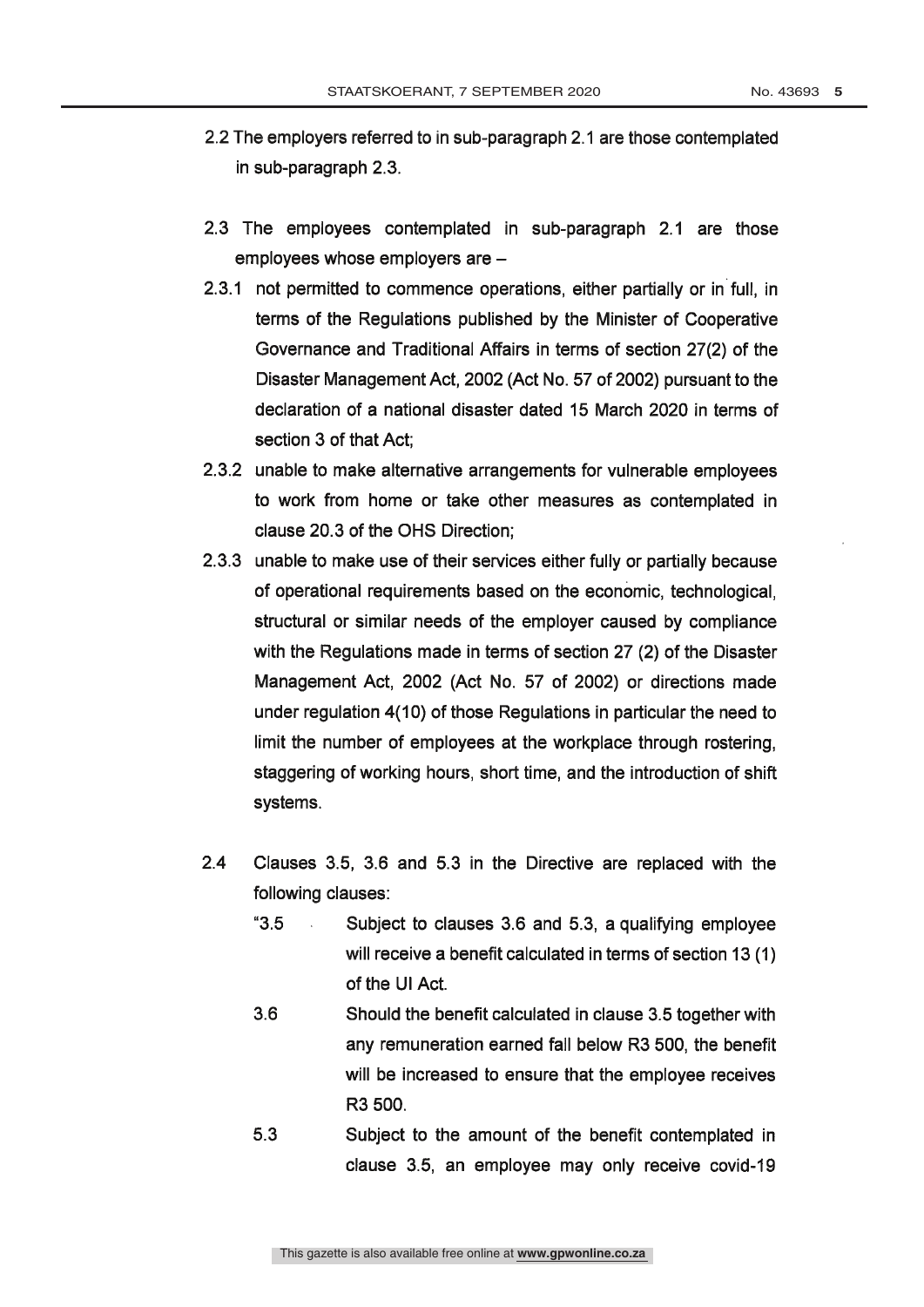2.2 The employers referred to in sub-paragraph 2.1 are those contemplated in sub-paragraph 2.3.

2.3 The employees contemplated in sub-paragraph 2.1 are those employees whose employers are –

2.3.1 not permitted to commence operations, either partially or in full, in terms of the Regulations published by the Minister of Cooperative Governance and Traditional Affairs in terms of section 27(2) of the Disaster Management Act, 2002 (Act No. 57 of 2002) pursuant to the declaration of a national disaster dated 15 March 2020 in terms of section 3 of that Act;

2.3.2 unable to make alternative arrangements for vulnerable employees to work from home or take other measures as contemplated in clause 20.3 of the OHS Direction;

2.3.3 unable to make use of their services either fully or partially because of operational requirements based on the economic, technological, structural or similar needs of the employer caused by compliance with the Regulations made in terms of section 27 (2) of the Disaster Management Act, 2002 (Act No. 57 of 2002) or directions made under regulation 4(10) of those Regulations in particular the need to limit the number of employees at the workplace through rostering, staggering of working hours, short time, and the introduction of shift systems.

2.4 Clauses 3.5, 3.6 and 5.3 in the Directive are replaced with the following clauses:

"3.5 Subject to clauses 3.6 and 5.3, a qualifying employee will receive a benefit calculated in terms of section 13 (1) of the UI Act.

3.6 Should the benefit calculated in clause 3.5 together with any remuneration earned fall below R3 500, the benefit will be increased to ensure that the employee receives R3 500.

5.3 Subject to the amount of the benefit contemplated in clause 3.5, an employee may only receive covid-19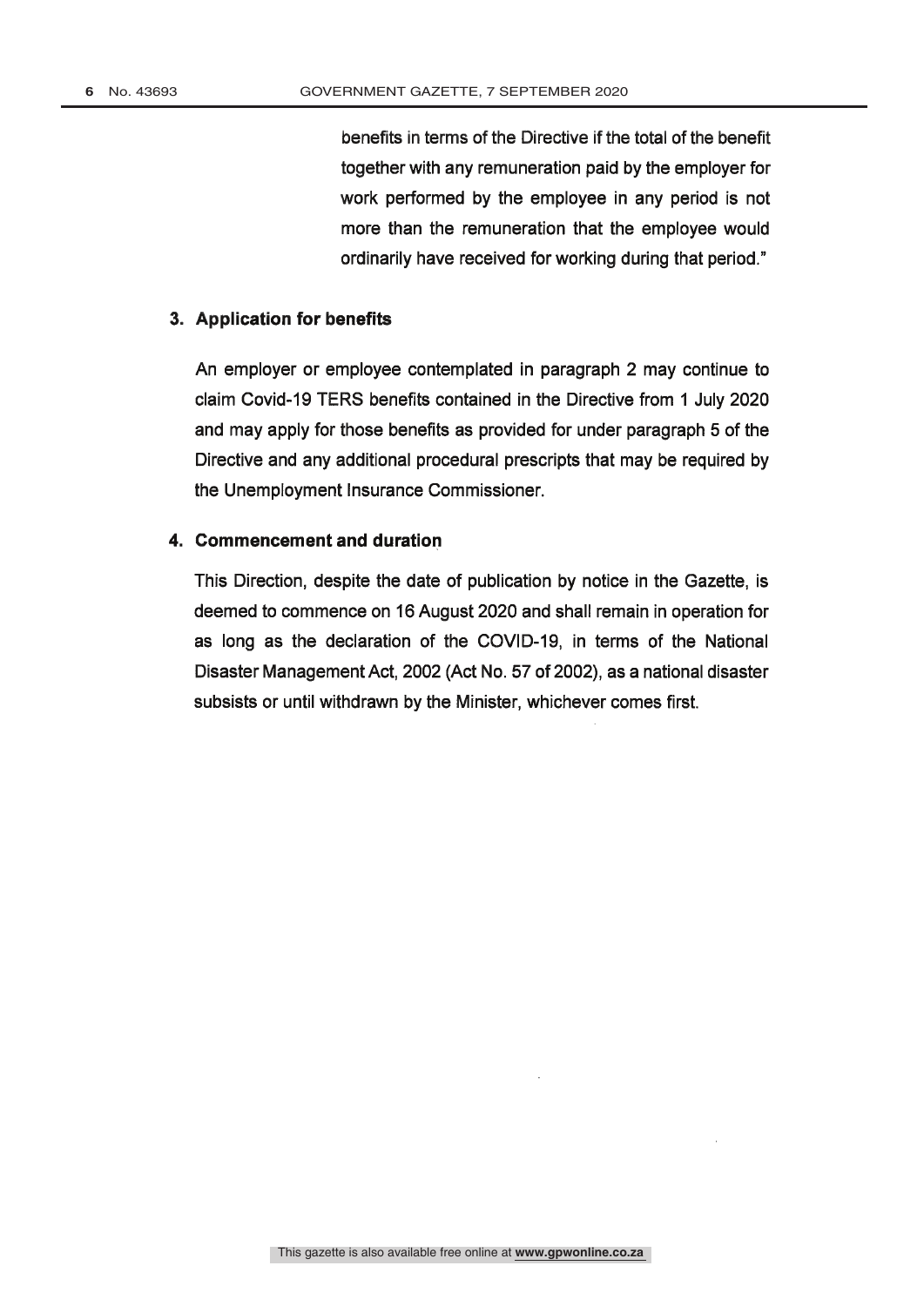benefits in terms of the Directive if the total of the benefit together with any remuneration paid by the employer for work performed by the employee in any period is not more than the remuneration that the employee would ordinarily have received for working during that period."

## 3. Application for benefits

An employer or employee contemplated in paragraph 2 may continue to claim Covid-19 TERS benefits contained in the Directive from 1 July 2020 and may apply for those benefits as provided for under paragraph 5 of the Directive and any additional procedural prescripts that may be required by the Unemployment Insurance Commissioner.

## 4. Commencement and duration

This Direction, despite the date of publication by notice in the Gazette, is deemed to commence on 16 August 2020 and shall remain in operation for as long as the declaration of the COVID-19, in terms of the National Disaster Management Act, 2002 (Act No. 57 of 2002), as a national disaster subsists or until withdrawn by the Minister, whichever comes first.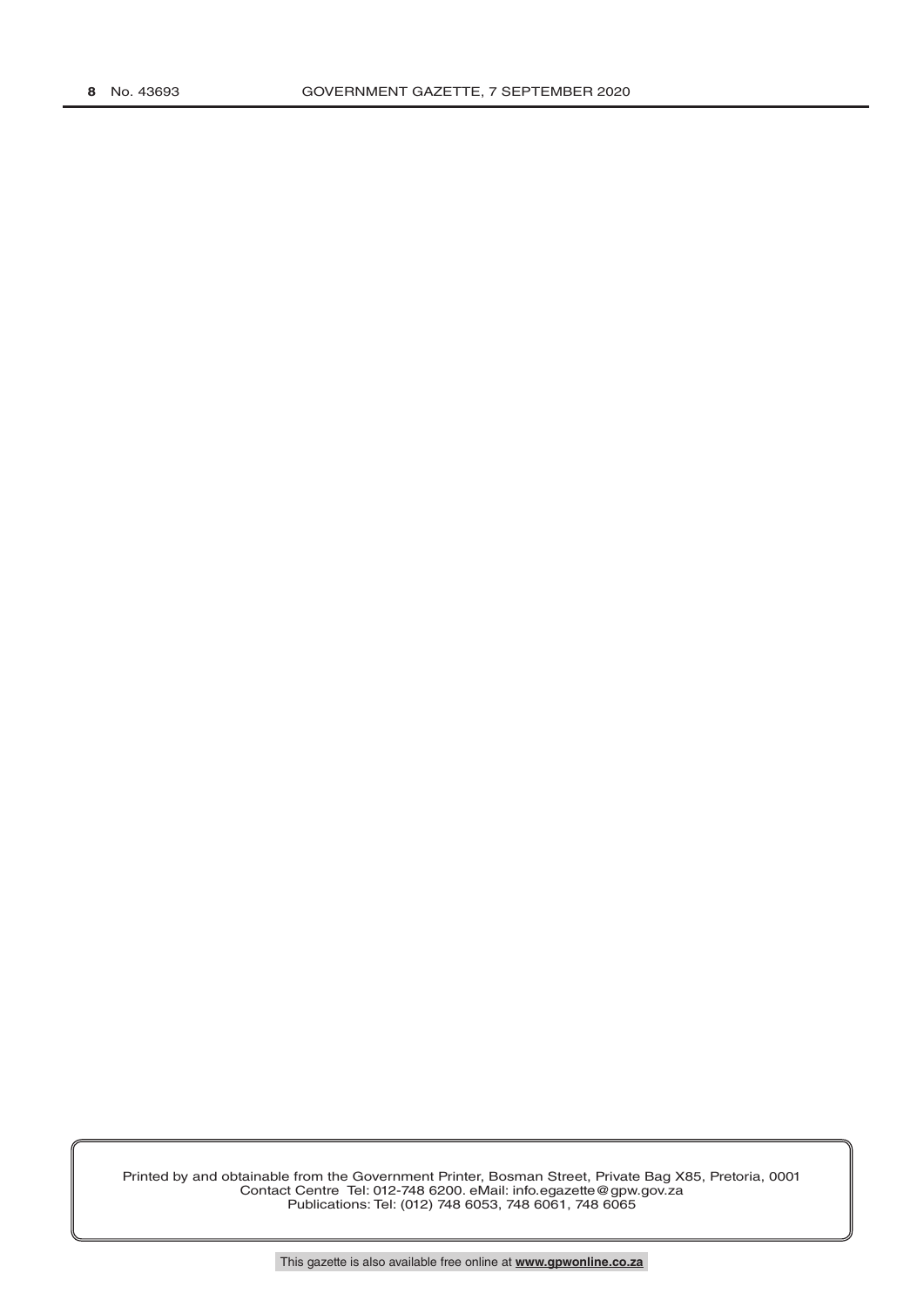Printed by and obtainable from the Government Printer, Bosman Street, Private Bag X85, Pretoria, 0001
Contact Centre Tel: 012-748 6200. eMail: info.egazette@gpw.gov.za
Publications: Tel: (012) 748 6053, 748 6061, 748 6065

This gazette is also available free online at **www.gpwonline.co.za**